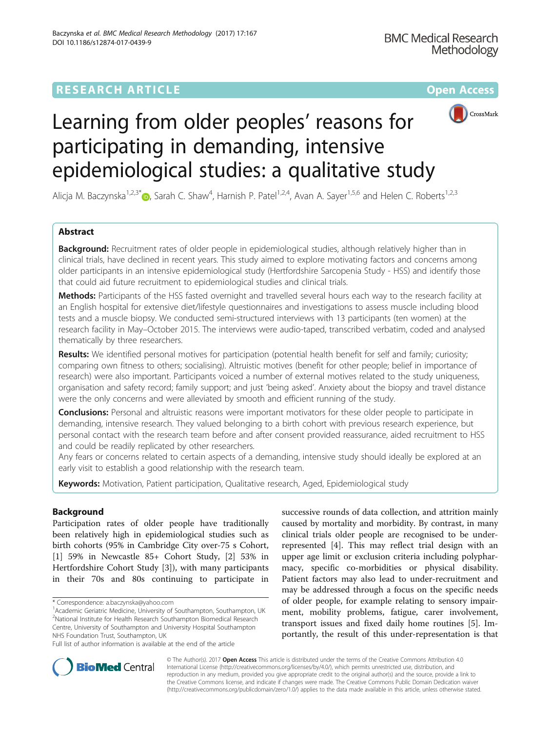RESEARCH ARTICLE

Open Access

# Learning from older peoples' reasons for participating in demanding, intensive epidemiological studies: a qualitative study

Alicja M. Baczynska[1,2,3*], Sarah C. Shaw[4], Harnish P. Patel[1,2,4], Avan A. Sayer[1,5,6] and Helen C. Roberts[1,2,3]

## Abstract

**Background:** Recruitment rates of older people in epidemiological studies, although relatively higher than in clinical trials, have declined in recent years. This study aimed to explore motivating factors and concerns among older participants in an intensive epidemiological study (Hertfordshire Sarcopenia Study - HSS) and identify those that could aid future recruitment to epidemiological studies and clinical trials.

**Methods:** Participants of the HSS fasted overnight and travelled several hours each way to the research facility at an English hospital for extensive diet/lifestyle questionnaires and investigations to assess muscle including blood tests and a muscle biopsy. We conducted semi-structured interviews with 13 participants (ten women) at the research facility in May–October 2015. The interviews were audio-taped, transcribed verbatim, coded and analysed thematically by three researchers.

**Results:** We identified personal motives for participation (potential health benefit for self and family; curiosity; comparing own fitness to others; socialising). Altruistic motives (benefit for other people; belief in importance of research) were also important. Participants voiced a number of external motives related to the study uniqueness, organisation and safety record; family support; and just 'being asked'. Anxiety about the biopsy and travel distance were the only concerns and were alleviated by smooth and efficient running of the study.

**Conclusions:** Personal and altruistic reasons were important motivators for these older people to participate in demanding, intensive research. They valued belonging to a birth cohort with previous research experience, but personal contact with the research team before and after consent provided reassurance, aided recruitment to HSS and could be readily replicated by other researchers.

Any fears or concerns related to certain aspects of a demanding, intensive study should ideally be explored at an early visit to establish a good relationship with the research team.

**Keywords:** Motivation, Patient participation, Qualitative research, Aged, Epidemiological study

## Background

Participation rates of older people have traditionally been relatively high in epidemiological studies such as birth cohorts (95% in Cambridge City over-75 s Cohort, [1] 59% in Newcastle 85+ Cohort Study, [2] 53% in Hertfordshire Cohort Study [3]), with many participants in their 70s and 80s continuing to participate in successive rounds of data collection, and attrition mainly caused by mortality and morbidity. By contrast, in many clinical trials older people are recognised to be under-represented [4]. This may reflect trial design with an upper age limit or exclusion criteria including polypharmacy, specific co-morbidities or physical disability. Patient factors may also lead to under-recruitment and may be addressed through a focus on the specific needs of older people, for example relating to sensory impairment, mobility problems, fatigue, carer involvement, transport issues and fixed daily home routines [5]. Importantly, the result of this under-representation is that

* Correspondence: a.baczynska@yahoo.com
[1]Academic Geriatric Medicine, University of Southampton, Southampton, UK
[2]National Institute for Health Research Southampton Biomedical Research Centre, University of Southampton and University Hospital Southampton NHS Foundation Trust, Southampton, UK
Full list of author information is available at the end of the article

© The Author(s). 2017 **Open Access** This article is distributed under the terms of the Creative Commons Attribution 4.0 International License (http://creativecommons.org/licenses/by/4.0/), which permits unrestricted use, distribution, and reproduction in any medium, provided you give appropriate credit to the original author(s) and the source, provide a link to the Creative Commons license, and indicate if changes were made. The Creative Commons Public Domain Dedication waiver (http://creativecommons.org/publicdomain/zero/1.0/) applies to the data made available in this article, unless otherwise stated.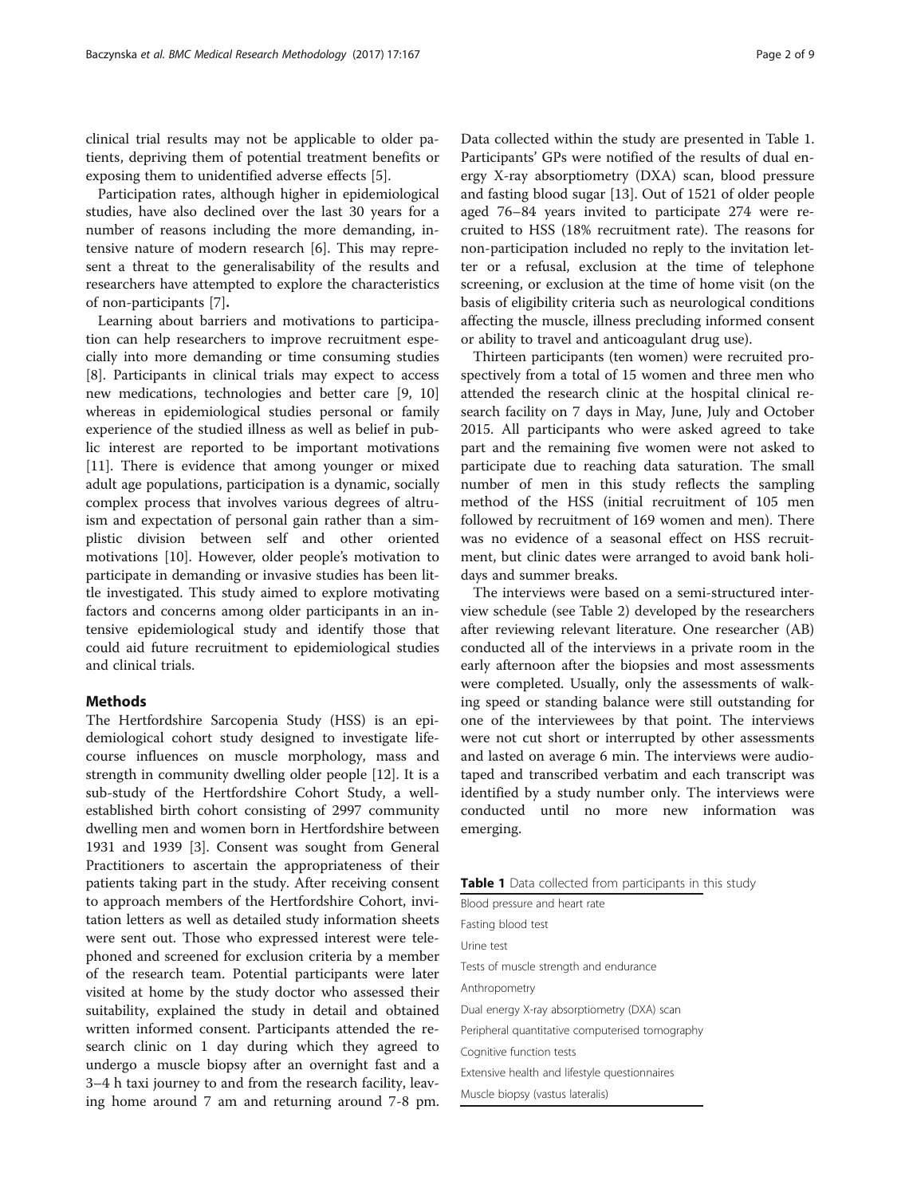clinical trial results may not be applicable to older patients, depriving them of potential treatment benefits or exposing them to unidentified adverse effects [5].

Participation rates, although higher in epidemiological studies, have also declined over the last 30 years for a number of reasons including the more demanding, intensive nature of modern research [6]. This may represent a threat to the generalisability of the results and researchers have attempted to explore the characteristics of non-participants [7].

Learning about barriers and motivations to participation can help researchers to improve recruitment especially into more demanding or time consuming studies [8]. Participants in clinical trials may expect to access new medications, technologies and better care [9, 10] whereas in epidemiological studies personal or family experience of the studied illness as well as belief in public interest are reported to be important motivations [11]. There is evidence that among younger or mixed adult age populations, participation is a dynamic, socially complex process that involves various degrees of altruism and expectation of personal gain rather than a simplistic division between self and other oriented motivations [10]. However, older people's motivation to participate in demanding or invasive studies has been little investigated. This study aimed to explore motivating factors and concerns among older participants in an intensive epidemiological study and identify those that could aid future recruitment to epidemiological studies and clinical trials.

## Methods

The Hertfordshire Sarcopenia Study (HSS) is an epidemiological cohort study designed to investigate lifecourse influences on muscle morphology, mass and strength in community dwelling older people [12]. It is a sub-study of the Hertfordshire Cohort Study, a well-established birth cohort consisting of 2997 community dwelling men and women born in Hertfordshire between 1931 and 1939 [3]. Consent was sought from General Practitioners to ascertain the appropriateness of their patients taking part in the study. After receiving consent to approach members of the Hertfordshire Cohort, invitation letters as well as detailed study information sheets were sent out. Those who expressed interest were telephoned and screened for exclusion criteria by a member of the research team. Potential participants were later visited at home by the study doctor who assessed their suitability, explained the study in detail and obtained written informed consent. Participants attended the research clinic on 1 day during which they agreed to undergo a muscle biopsy after an overnight fast and a 3–4 h taxi journey to and from the research facility, leaving home around 7 am and returning around 7-8 pm. Data collected within the study are presented in Table 1. Participants' GPs were notified of the results of dual energy X-ray absorptiometry (DXA) scan, blood pressure and fasting blood sugar [13]. Out of 1521 of older people aged 76–84 years invited to participate 274 were recruited to HSS (18% recruitment rate). The reasons for non-participation included no reply to the invitation letter or a refusal, exclusion at the time of telephone screening, or exclusion at the time of home visit (on the basis of eligibility criteria such as neurological conditions affecting the muscle, illness precluding informed consent or ability to travel and anticoagulant drug use).

Thirteen participants (ten women) were recruited prospectively from a total of 15 women and three men who attended the research clinic at the hospital clinical research facility on 7 days in May, June, July and October 2015. All participants who were asked agreed to take part and the remaining five women were not asked to participate due to reaching data saturation. The small number of men in this study reflects the sampling method of the HSS (initial recruitment of 105 men followed by recruitment of 169 women and men). There was no evidence of a seasonal effect on HSS recruitment, but clinic dates were arranged to avoid bank holidays and summer breaks.

The interviews were based on a semi-structured interview schedule (see Table 2) developed by the researchers after reviewing relevant literature. One researcher (AB) conducted all of the interviews in a private room in the early afternoon after the biopsies and most assessments were completed. Usually, only the assessments of walking speed or standing balance were still outstanding for one of the interviewees by that point. The interviews were not cut short or interrupted by other assessments and lasted on average 6 min. The interviews were audiotaped and transcribed verbatim and each transcript was identified by a study number only. The interviews were conducted until no more new information was emerging.

**Table 1** Data collected from participants in this study

| |
|---|
| Blood pressure and heart rate |
| Fasting blood test |
| Urine test |
| Tests of muscle strength and endurance |
| Anthropometry |
| Dual energy X-ray absorptiometry (DXA) scan |
| Peripheral quantitative computerised tomography |
| Cognitive function tests |
| Extensive health and lifestyle questionnaires |
| Muscle biopsy (vastus lateralis) |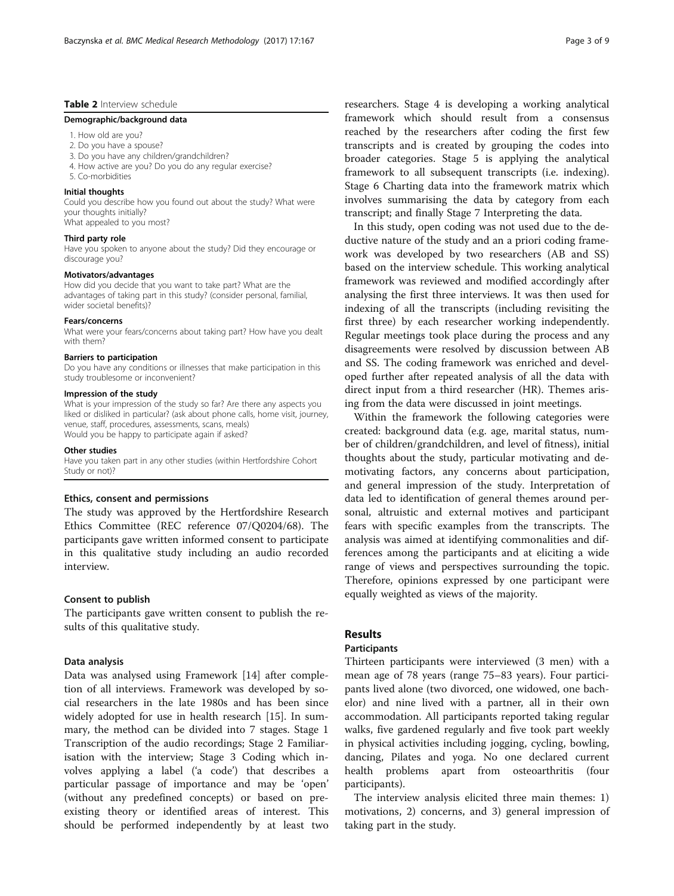**Table 2** Interview schedule

**Demographic/background data**

1. How old are you?
2. Do you have a spouse?
3. Do you have any children/grandchildren?
4. How active are you? Do you do any regular exercise?
5. Co-morbidities

**Initial thoughts**

Could you describe how you found out about the study? What were your thoughts initially?
What appealed to you most?

**Third party role**

Have you spoken to anyone about the study? Did they encourage or discourage you?

**Motivators/advantages**

How did you decide that you want to take part? What are the advantages of taking part in this study? (consider personal, familial, wider societal benefits)?

**Fears/concerns**

What were your fears/concerns about taking part? How have you dealt with them?

**Barriers to participation**

Do you have any conditions or illnesses that make participation in this study troublesome or inconvenient?

**Impression of the study**

What is your impression of the study so far? Are there any aspects you liked or disliked in particular? (ask about phone calls, home visit, journey, venue, staff, procedures, assessments, scans, meals)
Would you be happy to participate again if asked?

**Other studies**

Have you taken part in any other studies (within Hertfordshire Cohort Study or not)?

### Ethics, consent and permissions

The study was approved by the Hertfordshire Research Ethics Committee (REC reference 07/Q0204/68). The participants gave written informed consent to participate in this qualitative study including an audio recorded interview.

### Consent to publish

The participants gave written consent to publish the results of this qualitative study.

### Data analysis

Data was analysed using Framework [14] after completion of all interviews. Framework was developed by social researchers in the late 1980s and has been since widely adopted for use in health research [15]. In summary, the method can be divided into 7 stages. Stage 1 Transcription of the audio recordings; Stage 2 Familiarisation with the interview; Stage 3 Coding which involves applying a label ('a code') that describes a particular passage of importance and may be 'open' (without any predefined concepts) or based on pre-existing theory or identified areas of interest. This should be performed independently by at least two researchers. Stage 4 is developing a working analytical framework which should result from a consensus reached by the researchers after coding the first few transcripts and is created by grouping the codes into broader categories. Stage 5 is applying the analytical framework to all subsequent transcripts (i.e. indexing). Stage 6 Charting data into the framework matrix which involves summarising the data by category from each transcript; and finally Stage 7 Interpreting the data.

In this study, open coding was not used due to the deductive nature of the study and an a priori coding framework was developed by two researchers (AB and SS) based on the interview schedule. This working analytical framework was reviewed and modified accordingly after analysing the first three interviews. It was then used for indexing of all the transcripts (including revisiting the first three) by each researcher working independently. Regular meetings took place during the process and any disagreements were resolved by discussion between AB and SS. The coding framework was enriched and developed further after repeated analysis of all the data with direct input from a third researcher (HR). Themes arising from the data were discussed in joint meetings.

Within the framework the following categories were created: background data (e.g. age, marital status, number of children/grandchildren, and level of fitness), initial thoughts about the study, particular motivating and demotivating factors, any concerns about participation, and general impression of the study. Interpretation of data led to identification of general themes around personal, altruistic and external motives and participant fears with specific examples from the transcripts. The analysis was aimed at identifying commonalities and differences among the participants and at eliciting a wide range of views and perspectives surrounding the topic. Therefore, opinions expressed by one participant were equally weighted as views of the majority.

## Results

### Participants

Thirteen participants were interviewed (3 men) with a mean age of 78 years (range 75–83 years). Four participants lived alone (two divorced, one widowed, one bachelor) and nine lived with a partner, all in their own accommodation. All participants reported taking regular walks, five gardened regularly and five took part weekly in physical activities including jogging, cycling, bowling, dancing, Pilates and yoga. No one declared current health problems apart from osteoarthritis (four participants).

The interview analysis elicited three main themes: 1) motivations, 2) concerns, and 3) general impression of taking part in the study.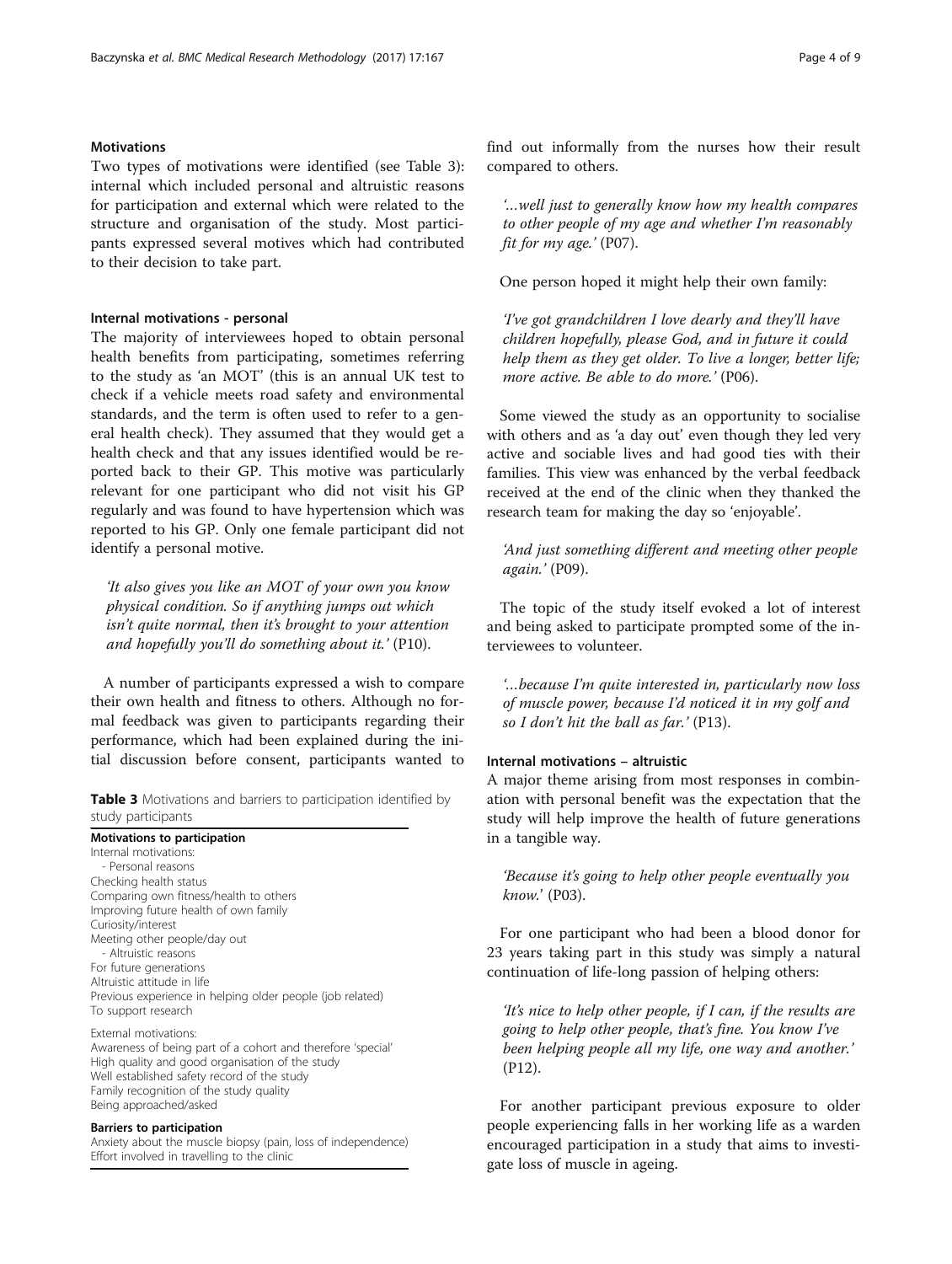## Motivations

Two types of motivations were identified (see Table 3): internal which included personal and altruistic reasons for participation and external which were related to the structure and organisation of the study. Most participants expressed several motives which had contributed to their decision to take part.

### Internal motivations - personal

The majority of interviewees hoped to obtain personal health benefits from participating, sometimes referring to the study as 'an MOT' (this is an annual UK test to check if a vehicle meets road safety and environmental standards, and the term is often used to refer to a general health check). They assumed that they would get a health check and that any issues identified would be reported back to their GP. This motive was particularly relevant for one participant who did not visit his GP regularly and was found to have hypertension which was reported to his GP. Only one female participant did not identify a personal motive.

> *'It also gives you like an MOT of your own you know physical condition. So if anything jumps out which isn't quite normal, then it's brought to your attention and hopefully you'll do something about it.'* (P10).

A number of participants expressed a wish to compare their own health and fitness to others. Although no formal feedback was given to participants regarding their performance, which had been explained during the initial discussion before consent, participants wanted to find out informally from the nurses how their result compared to others.

> *'…well just to generally know how my health compares to other people of my age and whether I'm reasonably fit for my age.'* (P07).

One person hoped it might help their own family:

> *'I've got grandchildren I love dearly and they'll have children hopefully, please God, and in future it could help them as they get older. To live a longer, better life; more active. Be able to do more.'* (P06).

Some viewed the study as an opportunity to socialise with others and as 'a day out' even though they led very active and sociable lives and had good ties with their families. This view was enhanced by the verbal feedback received at the end of the clinic when they thanked the research team for making the day so 'enjoyable'.

> *'And just something different and meeting other people again.'* (P09).

The topic of the study itself evoked a lot of interest and being asked to participate prompted some of the interviewees to volunteer.

> *'…because I'm quite interested in, particularly now loss of muscle power, because I'd noticed it in my golf and so I don't hit the ball as far.'* (P13).

### Internal motivations – altruistic

A major theme arising from most responses in combination with personal benefit was the expectation that the study will help improve the health of future generations in a tangible way.

> *'Because it's going to help other people eventually you know.'* (P03).

For one participant who had been a blood donor for 23 years taking part in this study was simply a natural continuation of life-long passion of helping others:

> *'It's nice to help other people, if I can, if the results are going to help other people, that's fine. You know I've been helping people all my life, one way and another.'* (P12).

For another participant previous exposure to older people experiencing falls in her working life as a warden encouraged participation in a study that aims to investigate loss of muscle in ageing.

**Table 3** Motivations and barriers to participation identified by study participants

| |
|---|
| **Motivations to participation** |
| Internal motivations: |
| - Personal reasons |
| Checking health status |
| Comparing own fitness/health to others |
| Improving future health of own family |
| Curiosity/interest |
| Meeting other people/day out |
| - Altruistic reasons |
| For future generations |
| Altruistic attitude in life |
| Previous experience in helping older people (job related) |
| To support research |
| External motivations: |
| Awareness of being part of a cohort and therefore 'special' |
| High quality and good organisation of the study |
| Well established safety record of the study |
| Family recognition of the study quality |
| Being approached/asked |
| **Barriers to participation** |
| Anxiety about the muscle biopsy (pain, loss of independence) |
| Effort involved in travelling to the clinic |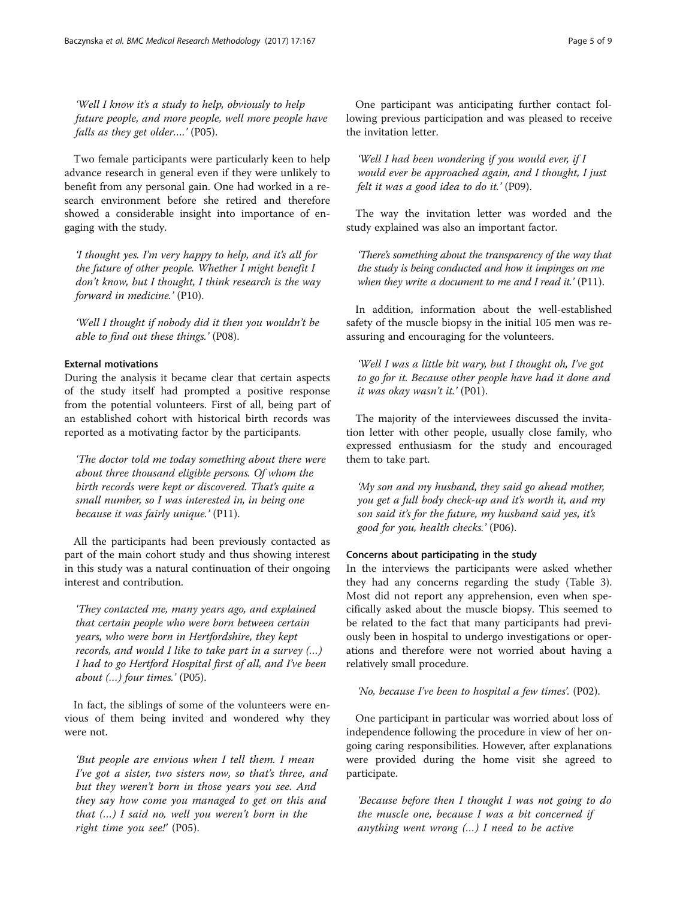'Well I know it's a study to help, obviously to help future people, and more people, well more people have falls as they get older....' (P05).

Two female participants were particularly keen to help advance research in general even if they were unlikely to benefit from any personal gain. One had worked in a research environment before she retired and therefore showed a considerable insight into importance of engaging with the study.

'I thought yes. I'm very happy to help, and it's all for the future of other people. Whether I might benefit I don't know, but I thought, I think research is the way forward in medicine.' (P10).

'Well I thought if nobody did it then you wouldn't be able to find out these things.' (P08).

#### External motivations

During the analysis it became clear that certain aspects of the study itself had prompted a positive response from the potential volunteers. First of all, being part of an established cohort with historical birth records was reported as a motivating factor by the participants.

'The doctor told me today something about there were about three thousand eligible persons. Of whom the birth records were kept or discovered. That's quite a small number, so I was interested in, in being one because it was fairly unique.' (P11).

All the participants had been previously contacted as part of the main cohort study and thus showing interest in this study was a natural continuation of their ongoing interest and contribution.

'They contacted me, many years ago, and explained that certain people who were born between certain years, who were born in Hertfordshire, they kept records, and would I like to take part in a survey (…) I had to go Hertford Hospital first of all, and I've been about (…) four times.' (P05).

In fact, the siblings of some of the volunteers were envious of them being invited and wondered why they were not.

'But people are envious when I tell them. I mean I've got a sister, two sisters now, so that's three, and but they weren't born in those years you see. And they say how come you managed to get on this and that (…) I said no, well you weren't born in the right time you see!' (P05).

One participant was anticipating further contact following previous participation and was pleased to receive the invitation letter.

'Well I had been wondering if you would ever, if I would ever be approached again, and I thought, I just felt it was a good idea to do it.' (P09).

The way the invitation letter was worded and the study explained was also an important factor.

'There's something about the transparency of the way that the study is being conducted and how it impinges on me when they write a document to me and I read it.' (P11).

In addition, information about the well-established safety of the muscle biopsy in the initial 105 men was reassuring and encouraging for the volunteers.

'Well I was a little bit wary, but I thought oh, I've got to go for it. Because other people have had it done and it was okay wasn't it.' (P01).

The majority of the interviewees discussed the invitation letter with other people, usually close family, who expressed enthusiasm for the study and encouraged them to take part.

'My son and my husband, they said go ahead mother, you get a full body check-up and it's worth it, and my son said it's for the future, my husband said yes, it's good for you, health checks.' (P06).

#### Concerns about participating in the study

In the interviews the participants were asked whether they had any concerns regarding the study (Table 3). Most did not report any apprehension, even when specifically asked about the muscle biopsy. This seemed to be related to the fact that many participants had previously been in hospital to undergo investigations or operations and therefore were not worried about having a relatively small procedure.

'No, because I've been to hospital a few times'. (P02).

One participant in particular was worried about loss of independence following the procedure in view of her ongoing caring responsibilities. However, after explanations were provided during the home visit she agreed to participate.

'Because before then I thought I was not going to do the muscle one, because I was a bit concerned if anything went wrong (…) I need to be active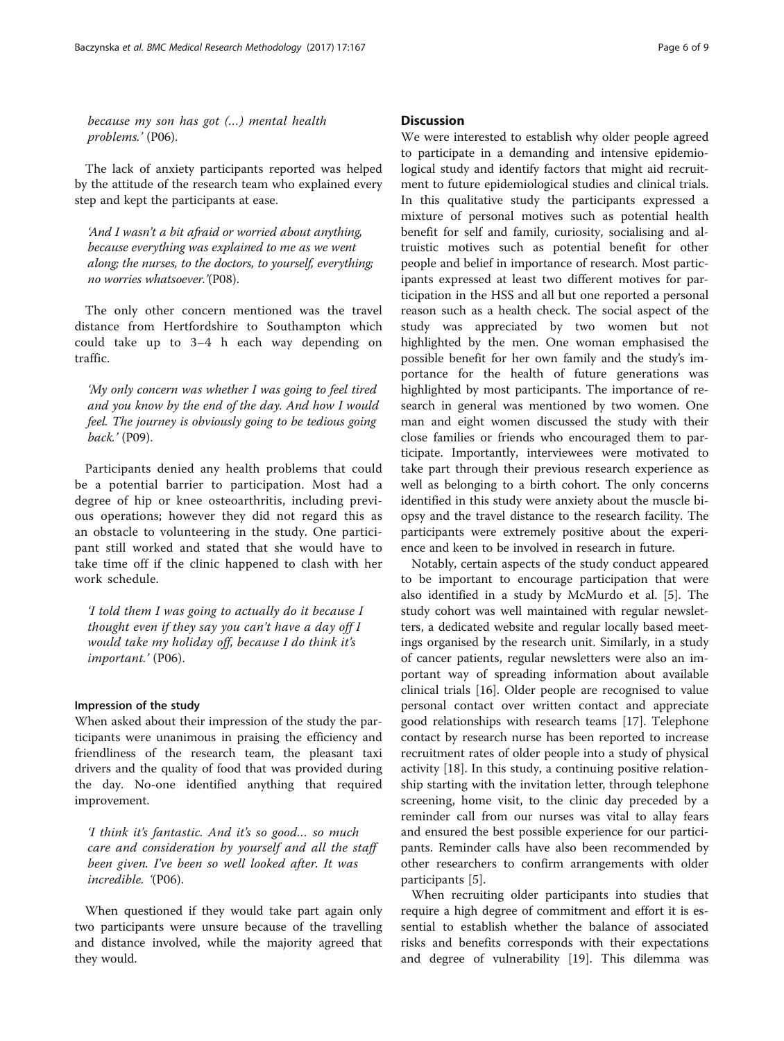*because my son has got (…) mental health problems.'* (P06).

The lack of anxiety participants reported was helped by the attitude of the research team who explained every step and kept the participants at ease.

*'And I wasn't a bit afraid or worried about anything, because everything was explained to me as we went along; the nurses, to the doctors, to yourself, everything; no worries whatsoever.'*(P08).

The only other concern mentioned was the travel distance from Hertfordshire to Southampton which could take up to 3–4 h each way depending on traffic.

*'My only concern was whether I was going to feel tired and you know by the end of the day. And how I would feel. The journey is obviously going to be tedious going back.'* (P09).

Participants denied any health problems that could be a potential barrier to participation. Most had a degree of hip or knee osteoarthritis, including previous operations; however they did not regard this as an obstacle to volunteering in the study. One participant still worked and stated that she would have to take time off if the clinic happened to clash with her work schedule.

*'I told them I was going to actually do it because I thought even if they say you can't have a day off I would take my holiday off, because I do think it's important.'* (P06).

### Impression of the study

When asked about their impression of the study the participants were unanimous in praising the efficiency and friendliness of the research team, the pleasant taxi drivers and the quality of food that was provided during the day. No-one identified anything that required improvement.

*'I think it's fantastic. And it's so good… so much care and consideration by yourself and all the staff been given. I've been so well looked after. It was incredible. '*(P06).

When questioned if they would take part again only two participants were unsure because of the travelling and distance involved, while the majority agreed that they would.

## Discussion

We were interested to establish why older people agreed to participate in a demanding and intensive epidemiological study and identify factors that might aid recruitment to future epidemiological studies and clinical trials. In this qualitative study the participants expressed a mixture of personal motives such as potential health benefit for self and family, curiosity, socialising and altruistic motives such as potential benefit for other people and belief in importance of research. Most participants expressed at least two different motives for participation in the HSS and all but one reported a personal reason such as a health check. The social aspect of the study was appreciated by two women but not highlighted by the men. One woman emphasised the possible benefit for her own family and the study's importance for the health of future generations was highlighted by most participants. The importance of research in general was mentioned by two women. One man and eight women discussed the study with their close families or friends who encouraged them to participate. Importantly, interviewees were motivated to take part through their previous research experience as well as belonging to a birth cohort. The only concerns identified in this study were anxiety about the muscle biopsy and the travel distance to the research facility. The participants were extremely positive about the experience and keen to be involved in research in future.

Notably, certain aspects of the study conduct appeared to be important to encourage participation that were also identified in a study by McMurdo et al. [5]. The study cohort was well maintained with regular newsletters, a dedicated website and regular locally based meetings organised by the research unit. Similarly, in a study of cancer patients, regular newsletters were also an important way of spreading information about available clinical trials [16]. Older people are recognised to value personal contact over written contact and appreciate good relationships with research teams [17]. Telephone contact by research nurse has been reported to increase recruitment rates of older people into a study of physical activity [18]. In this study, a continuing positive relationship starting with the invitation letter, through telephone screening, home visit, to the clinic day preceded by a reminder call from our nurses was vital to allay fears and ensured the best possible experience for our participants. Reminder calls have also been recommended by other researchers to confirm arrangements with older participants [5].

When recruiting older participants into studies that require a high degree of commitment and effort it is essential to establish whether the balance of associated risks and benefits corresponds with their expectations and degree of vulnerability [19]. This dilemma was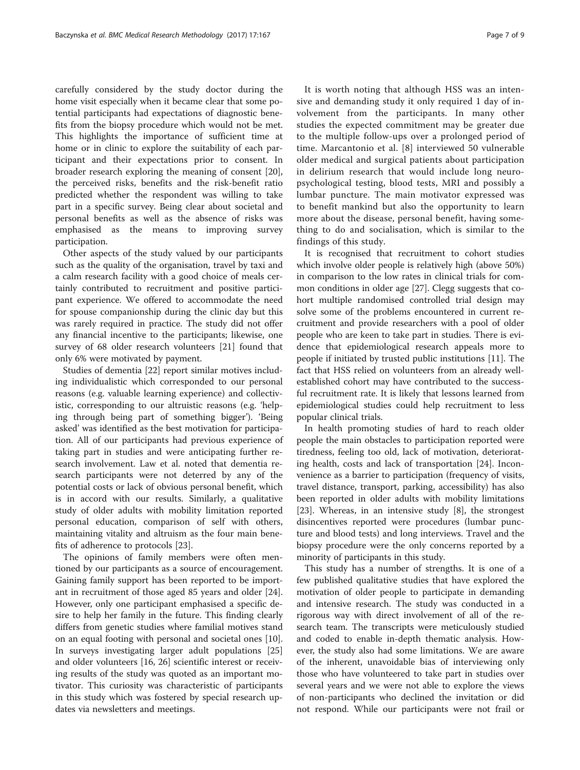carefully considered by the study doctor during the home visit especially when it became clear that some potential participants had expectations of diagnostic benefits from the biopsy procedure which would not be met. This highlights the importance of sufficient time at home or in clinic to explore the suitability of each participant and their expectations prior to consent. In broader research exploring the meaning of consent [20], the perceived risks, benefits and the risk-benefit ratio predicted whether the respondent was willing to take part in a specific survey. Being clear about societal and personal benefits as well as the absence of risks was emphasised as the means to improving survey participation.

Other aspects of the study valued by our participants such as the quality of the organisation, travel by taxi and a calm research facility with a good choice of meals certainly contributed to recruitment and positive participant experience. We offered to accommodate the need for spouse companionship during the clinic day but this was rarely required in practice. The study did not offer any financial incentive to the participants; likewise, one survey of 68 older research volunteers [21] found that only 6% were motivated by payment.

Studies of dementia [22] report similar motives including individualistic which corresponded to our personal reasons (e.g. valuable learning experience) and collectivistic, corresponding to our altruistic reasons (e.g. 'helping through being part of something bigger'). 'Being asked' was identified as the best motivation for participation. All of our participants had previous experience of taking part in studies and were anticipating further research involvement. Law et al. noted that dementia research participants were not deterred by any of the potential costs or lack of obvious personal benefit, which is in accord with our results. Similarly, a qualitative study of older adults with mobility limitation reported personal education, comparison of self with others, maintaining vitality and altruism as the four main benefits of adherence to protocols [23].

The opinions of family members were often mentioned by our participants as a source of encouragement. Gaining family support has been reported to be important in recruitment of those aged 85 years and older [24]. However, only one participant emphasised a specific desire to help her family in the future. This finding clearly differs from genetic studies where familial motives stand on an equal footing with personal and societal ones [10]. In surveys investigating larger adult populations [25] and older volunteers [16, 26] scientific interest or receiving results of the study was quoted as an important motivator. This curiosity was characteristic of participants in this study which was fostered by special research updates via newsletters and meetings.

It is worth noting that although HSS was an intensive and demanding study it only required 1 day of involvement from the participants. In many other studies the expected commitment may be greater due to the multiple follow-ups over a prolonged period of time. Marcantonio et al. [8] interviewed 50 vulnerable older medical and surgical patients about participation in delirium research that would include long neuropsychological testing, blood tests, MRI and possibly a lumbar puncture. The main motivator expressed was to benefit mankind but also the opportunity to learn more about the disease, personal benefit, having something to do and socialisation, which is similar to the findings of this study.

It is recognised that recruitment to cohort studies which involve older people is relatively high (above 50%) in comparison to the low rates in clinical trials for common conditions in older age [27]. Clegg suggests that cohort multiple randomised controlled trial design may solve some of the problems encountered in current recruitment and provide researchers with a pool of older people who are keen to take part in studies. There is evidence that epidemiological research appeals more to people if initiated by trusted public institutions [11]. The fact that HSS relied on volunteers from an already well-established cohort may have contributed to the successful recruitment rate. It is likely that lessons learned from epidemiological studies could help recruitment to less popular clinical trials.

In health promoting studies of hard to reach older people the main obstacles to participation reported were tiredness, feeling too old, lack of motivation, deteriorating health, costs and lack of transportation [24]. Inconvenience as a barrier to participation (frequency of visits, travel distance, transport, parking, accessibility) has also been reported in older adults with mobility limitations [23]. Whereas, in an intensive study [8], the strongest disincentives reported were procedures (lumbar puncture and blood tests) and long interviews. Travel and the biopsy procedure were the only concerns reported by a minority of participants in this study.

This study has a number of strengths. It is one of a few published qualitative studies that have explored the motivation of older people to participate in demanding and intensive research. The study was conducted in a rigorous way with direct involvement of all of the research team. The transcripts were meticulously studied and coded to enable in-depth thematic analysis. However, the study also had some limitations. We are aware of the inherent, unavoidable bias of interviewing only those who have volunteered to take part in studies over several years and we were not able to explore the views of non-participants who declined the invitation or did not respond. While our participants were not frail or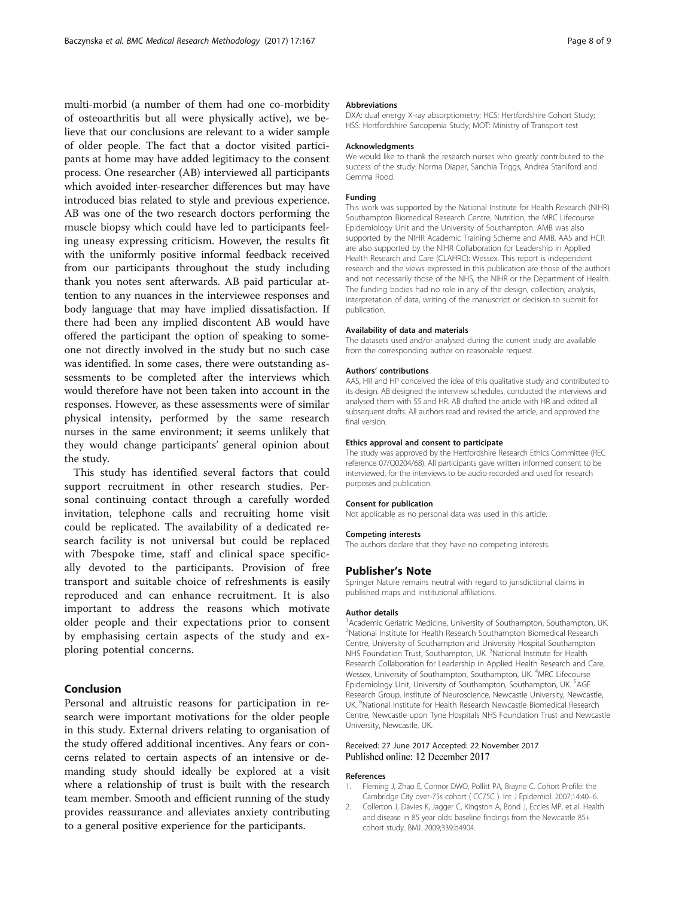multi-morbid (a number of them had one co-morbidity of osteoarthritis but all were physically active), we believe that our conclusions are relevant to a wider sample of older people. The fact that a doctor visited participants at home may have added legitimacy to the consent process. One researcher (AB) interviewed all participants which avoided inter-researcher differences but may have introduced bias related to style and previous experience. AB was one of the two research doctors performing the muscle biopsy which could have led to participants feeling uneasy expressing criticism. However, the results fit with the uniformly positive informal feedback received from our participants throughout the study including thank you notes sent afterwards. AB paid particular attention to any nuances in the interviewee responses and body language that may have implied dissatisfaction. If there had been any implied discontent AB would have offered the participant the option of speaking to someone not directly involved in the study but no such case was identified. In some cases, there were outstanding assessments to be completed after the interviews which would therefore have not been taken into account in the responses. However, as these assessments were of similar physical intensity, performed by the same research nurses in the same environment; it seems unlikely that they would change participants' general opinion about the study.

This study has identified several factors that could support recruitment in other research studies. Personal continuing contact through a carefully worded invitation, telephone calls and recruiting home visit could be replicated. The availability of a dedicated research facility is not universal but could be replaced with 7bespoke time, staff and clinical space specifically devoted to the participants. Provision of free transport and suitable choice of refreshments is easily reproduced and can enhance recruitment. It is also important to address the reasons which motivate older people and their expectations prior to consent by emphasising certain aspects of the study and exploring potential concerns.

## Conclusion

Personal and altruistic reasons for participation in research were important motivations for the older people in this study. External drivers relating to organisation of the study offered additional incentives. Any fears or concerns related to certain aspects of an intensive or demanding study should ideally be explored at a visit where a relationship of trust is built with the research team member. Smooth and efficient running of the study provides reassurance and alleviates anxiety contributing to a general positive experience for the participants.

#### Abbreviations

DXA: dual energy X-ray absorptiometry; HCS: Hertfordshire Cohort Study; HSS: Hertfordshire Sarcopenia Study; MOT: Ministry of Transport test

#### Acknowledgments

We would like to thank the research nurses who greatly contributed to the success of the study: Norma Diaper, Sanchia Triggs, Andrea Staniford and Gemma Rood.

#### Funding

This work was supported by the National Institute for Health Research (NIHR) Southampton Biomedical Research Centre, Nutrition, the MRC Lifecourse Epidemiology Unit and the University of Southampton. AMB was also supported by the NIHR Academic Training Scheme and AMB, AAS and HCR are also supported by the NIHR Collaboration for Leadership in Applied Health Research and Care (CLAHRC): Wessex. This report is independent research and the views expressed in this publication are those of the authors and not necessarily those of the NHS, the NIHR or the Department of Health. The funding bodies had no role in any of the design, collection, analysis, interpretation of data, writing of the manuscript or decision to submit for publication.

#### Availability of data and materials

The datasets used and/or analysed during the current study are available from the corresponding author on reasonable request.

#### Authors' contributions

AAS, HR and HP conceived the idea of this qualitative study and contributed to its design. AB designed the interview schedules, conducted the interviews and analysed them with SS and HR. AB drafted the article with HR and edited all subsequent drafts. All authors read and revised the article, and approved the final version.

#### Ethics approval and consent to participate

The study was approved by the Hertfordshire Research Ethics Committee (REC reference 07/Q0204/68). All participants gave written informed consent to be interviewed, for the interviews to be audio recorded and used for research purposes and publication.

#### Consent for publication

Not applicable as no personal data was used in this article.

#### Competing interests

The authors declare that they have no competing interests.

## Publisher's Note

Springer Nature remains neutral with regard to jurisdictional claims in published maps and institutional affiliations.

#### Author details

[1]Academic Geriatric Medicine, University of Southampton, Southampton, UK. [2]National Institute for Health Research Southampton Biomedical Research Centre, University of Southampton and University Hospital Southampton NHS Foundation Trust, Southampton, UK. [3]National Institute for Health Research Collaboration for Leadership in Applied Health Research and Care, Wessex, University of Southampton, Southampton, UK. [4]MRC Lifecourse Epidemiology Unit, University of Southampton, Southampton, UK. [5]AGE Research Group, Institute of Neuroscience, Newcastle University, Newcastle, UK. [6]National Institute for Health Research Newcastle Biomedical Research Centre, Newcastle upon Tyne Hospitals NHS Foundation Trust and Newcastle University, Newcastle, UK.

Received: 27 June 2017 Accepted: 22 November 2017
Published online: 12 December 2017

#### References

1. Fleming J, Zhao E, Connor DWO, Pollitt PA, Brayne C. Cohort Profile: the Cambridge City over-75s cohort ( CC75C ). Int J Epidemiol. 2007;14:40–6.
2. Collerton J, Davies K, Jagger C, Kingston A, Bond J, Eccles MP, et al. Health and disease in 85 year olds: baseline findings from the Newcastle 85+ cohort study. BMJ. 2009;339:b4904.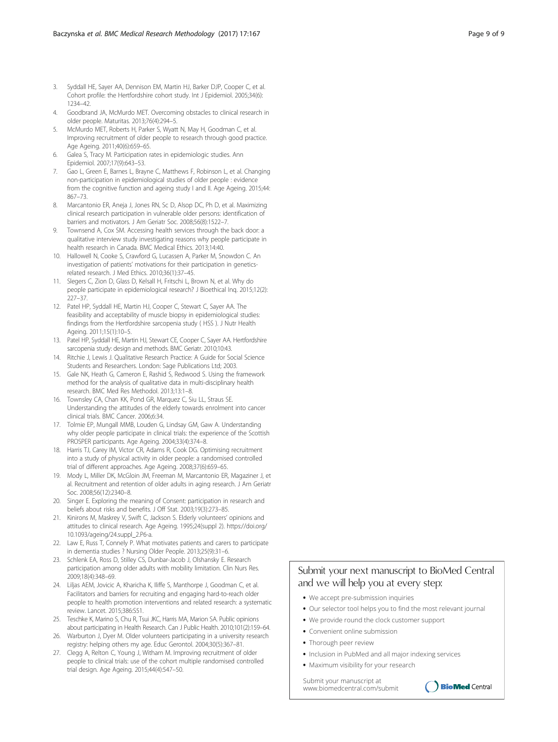3. Syddall HE, Sayer AA, Dennison EM, Martin HJ, Barker DJP, Cooper C, et al. Cohort profile: the Hertfordshire cohort study. Int J Epidemiol. 2005;34(6):1234–42.
4. Goodbrand JA, McMurdo MET. Overcoming obstacles to clinical research in older people. Maturitas. 2013;76(4):294–5.
5. McMurdo MET, Roberts H, Parker S, Wyatt N, May H, Goodman C, et al. Improving recruitment of older people to research through good practice. Age Ageing. 2011;40(6):659–65.
6. Galea S, Tracy M. Participation rates in epidemiologic studies. Ann Epidemiol. 2007;17(9):643–53.
7. Gao L, Green E, Barnes L, Brayne C, Matthews F, Robinson L, et al. Changing non-participation in epidemiological studies of older people : evidence from the cognitive function and ageing study I and II. Age Ageing. 2015;44:867–73.
8. Marcantonio ER, Aneja J, Jones RN, Sc D, Alsop DC, Ph D, et al. Maximizing clinical research participation in vulnerable older persons: identification of barriers and motivators. J Am Geriatr Soc. 2008;56(8):1522–7.
9. Townsend A, Cox SM. Accessing health services through the back door: a qualitative interview study investigating reasons why people participate in health research in Canada. BMC Medical Ethics. 2013;14:40.
10. Hallowell N, Cooke S, Crawford G, Lucassen A, Parker M, Snowdon C. An investigation of patients' motivations for their participation in genetics-related research. J Med Ethics. 2010;36(1):37–45.
11. Slegers C, Zion D, Glass D, Kelsall H, Fritschi L, Brown N, et al. Why do people participate in epidemiological research? J Bioethical Inq. 2015;12(2):227–37.
12. Patel HP, Syddall HE, Martin HJ, Cooper C, Stewart C, Sayer AA. The feasibility and acceptability of muscle biopsy in epidemiological studies: findings from the Hertfordshire sarcopenia study ( HSS ). J Nutr Health Ageing. 2011;15(1):10–5.
13. Patel HP, Syddall HE, Martin HJ, Stewart CE, Cooper C, Sayer AA. Hertfordshire sarcopenia study: design and methods. BMC Geriatr. 2010;10:43.
14. Ritchie J, Lewis J. Qualitative Research Practice: A Guide for Social Science Students and Researchers. London: Sage Publications Ltd; 2003.
15. Gale NK, Heath G, Cameron E, Rashid S, Redwood S. Using the framework method for the analysis of qualitative data in multi-disciplinary health research. BMC Med Res Methodol. 2013;13:1–8.
16. Townsley CA, Chan KK, Pond GR, Marquez C, Siu LL, Straus SE. Understanding the attitudes of the elderly towards enrolment into cancer clinical trials. BMC Cancer. 2006;6:34.
17. Tolmie EP, Mungall MMB, Louden G, Lindsay GM, Gaw A. Understanding why older people participate in clinical trials: the experience of the Scottish PROSPER participants. Age Ageing. 2004;33(4):374–8.
18. Harris TJ, Carey IM, Victor CR, Adams R, Cook DG. Optimising recruitment into a study of physical activity in older people: a randomised controlled trial of different approaches. Age Ageing. 2008;37(6):659–65.
19. Mody L, Miller DK, McGloin JM, Freeman M, Marcantonio ER, Magaziner J, et al. Recruitment and retention of older adults in aging research. J Am Geriatr Soc. 2008;56(12):2340–8.
20. Singer E. Exploring the meaning of Consent: participation in research and beliefs about risks and benefits. J Off Stat. 2003;19(3):273–85.
21. Kinirons M, Maskrey V, Swift C, Jackson S. Elderly volunteers' opinions and attitudes to clinical research. Age Ageing. 1995;24(suppl 2). https://doi.org/10.1093/ageing/24.suppl_2.P6-a.
22. Law E, Russ T, Connely P. What motivates patients and carers to participate in dementia studies ? Nursing Older People. 2013;25(9):31–6.
23. Schlenk EA, Ross D, Stilley CS, Dunbar-Jacob J, Olshansky E. Research participation among older adults with mobility limitation. Clin Nurs Res. 2009;18(4):348–69.
24. Liljas AEM, Jovicic A, Kharicha K, Iliffe S, Manthorpe J, Goodman C, et al. Facilitators and barriers for recruiting and engaging hard-to-reach older people to health promotion interventions and related research: a systematic review. Lancet. 2015;386:S51.
25. Teschke K, Marino S, Chu R, Tsui JKC, Harris MA, Marion SA. Public opinions about participating in Health Research. Can J Public Health. 2010;101(2):159–64.
26. Warburton J, Dyer M. Older volunteers participating in a university research registry: helping others my age. Educ Gerontol. 2004;30(5):367–81.
27. Clegg A, Relton C, Young J, Witham M. Improving recruitment of older people to clinical trials: use of the cohort multiple randomised controlled trial design. Age Ageing. 2015;44(4):547–50.

Submit your next manuscript to BioMed Central and we will help you at every step:

- We accept pre-submission inquiries
- Our selector tool helps you to find the most relevant journal
- We provide round the clock customer support
- Convenient online submission
- Thorough peer review
- Inclusion in PubMed and all major indexing services
- Maximum visibility for your research

Submit your manuscript at www.biomedcentral.com/submit

BioMed Central